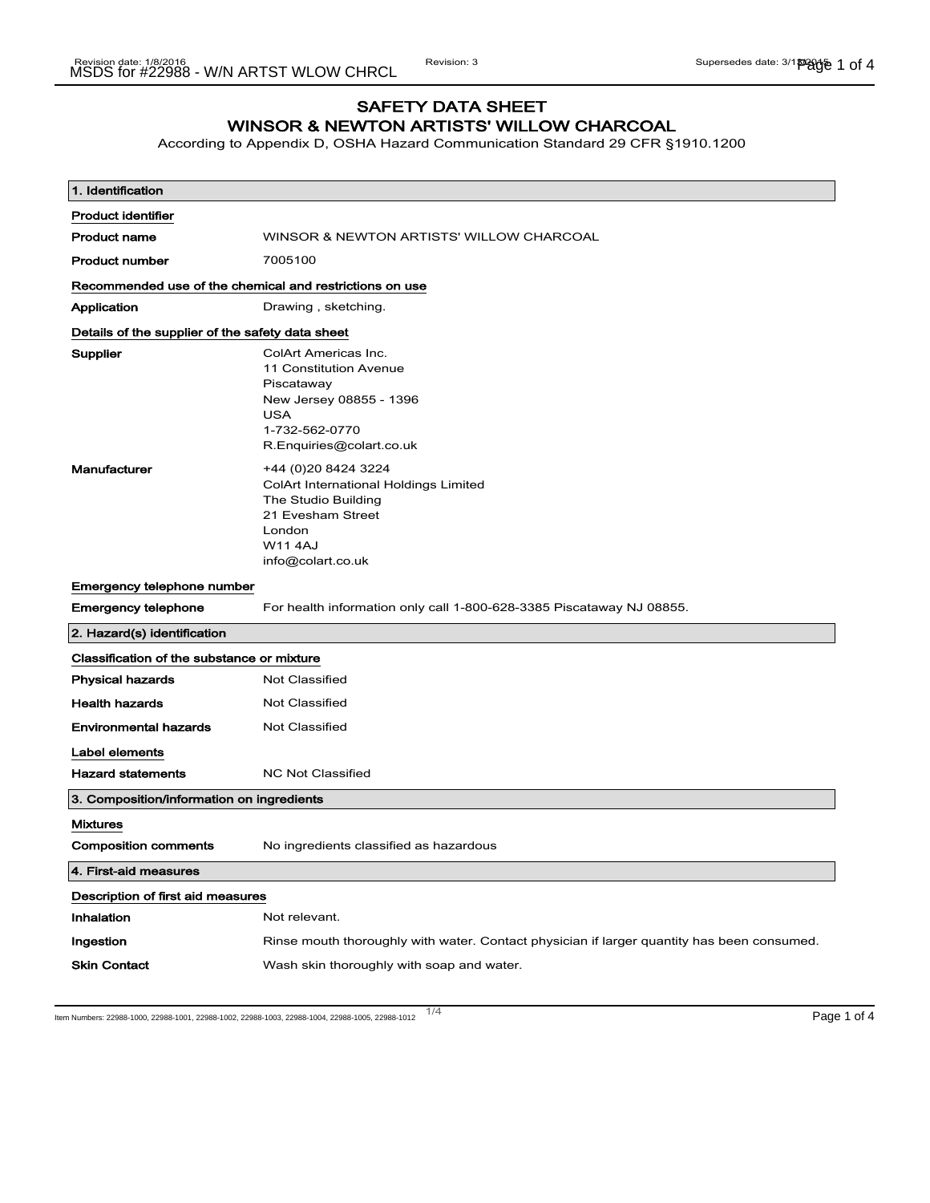# SAFETY DATA SHEET
# WINSOR & NEWTON ARTISTS' WILLOW CHARCOAL

According to Appendix D, OSHA Hazard Communication Standard 29 CFR §1910.1200

## 1. Identification

### Product identifier

| | |
|---|---|
| **Product name** | WINSOR & NEWTON ARTISTS' WILLOW CHARCOAL |
| **Product number** | 7005100 |

### Recommended use of the chemical and restrictions on use

| | |
|---|---|
| **Application** | Drawing , sketching. |

### Details of the supplier of the safety data sheet

| | |
|---|---|
| **Supplier** | ColArt Americas Inc.<br>11 Constitution Avenue<br>Piscataway<br>New Jersey 08855 - 1396<br>USA<br>1-732-562-0770<br>R.Enquiries@colart.co.uk |
| **Manufacturer** | +44 (0)20 8424 3224<br>ColArt International Holdings Limited<br>The Studio Building<br>21 Evesham Street<br>London<br>W11 4AJ<br>info@colart.co.uk |

### Emergency telephone number

| | |
|---|---|
| **Emergency telephone** | For health information only call 1-800-628-3385 Piscataway NJ 08855. |

## 2. Hazard(s) identification

### Classification of the substance or mixture

| | |
|---|---|
| **Physical hazards** | Not Classified |
| **Health hazards** | Not Classified |
| **Environmental hazards** | Not Classified |

### Label elements

| | |
|---|---|
| **Hazard statements** | NC Not Classified |

## 3. Composition/information on ingredients

### Mixtures

| | |
|---|---|
| **Composition comments** | No ingredients classified as hazardous |

## 4. First-aid measures

### Description of first aid measures

| | |
|---|---|
| **Inhalation** | Not relevant. |
| **Ingestion** | Rinse mouth thoroughly with water. Contact physician if larger quantity has been consumed. |
| **Skin Contact** | Wash skin thoroughly with soap and water. |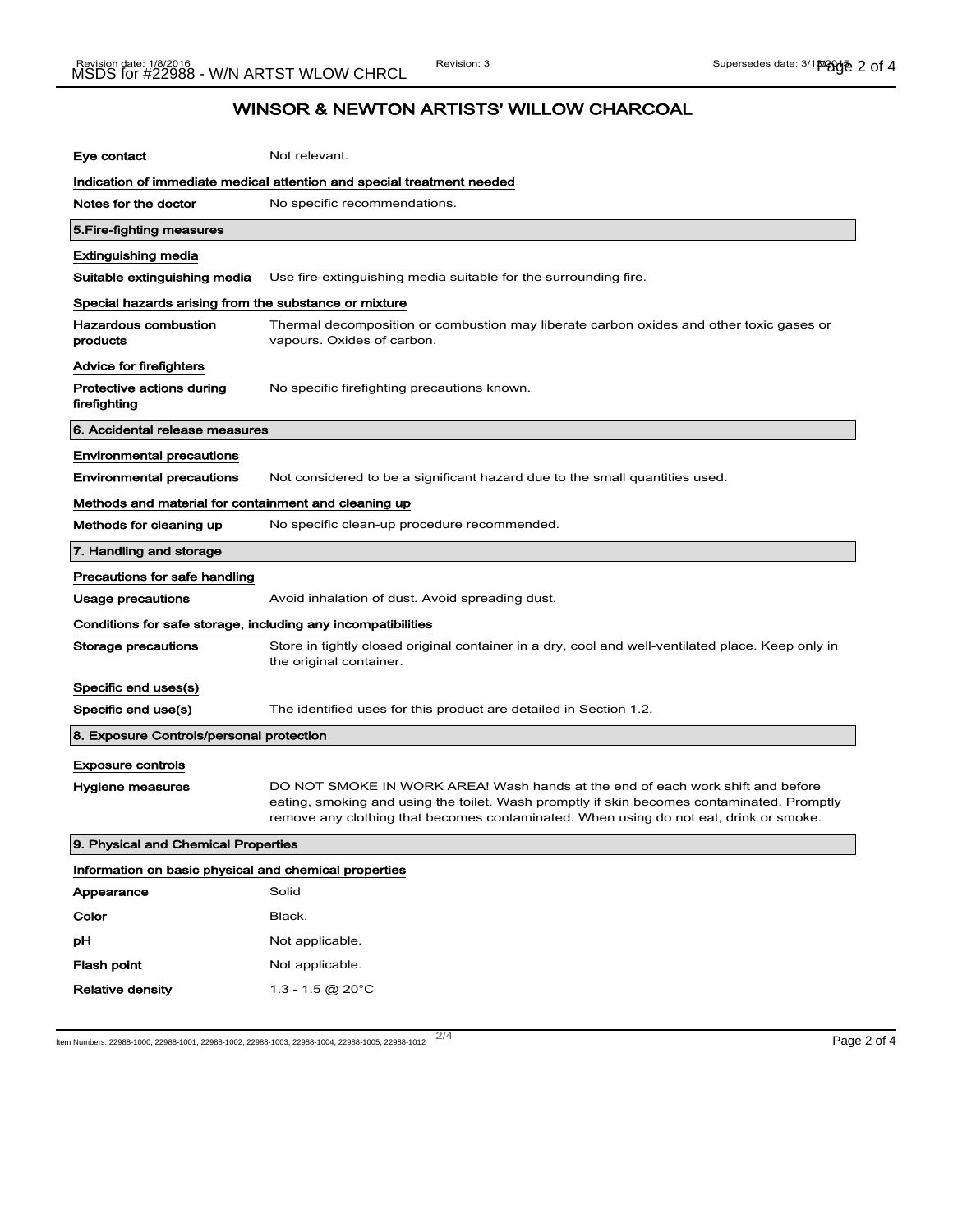## WINSOR & NEWTON ARTISTS' WILLOW CHARCOAL

| | |
|---|---|
| **Eye contact** | Not relevant. |

**Indication of immediate medical attention and special treatment needed**

| | |
|---|---|
| **Notes for the doctor** | No specific recommendations. |

### 5.Fire-fighting measures

**Extinguishing media**

| | |
|---|---|
| **Suitable extinguishing media** | Use fire-extinguishing media suitable for the surrounding fire. |

**Special hazards arising from the substance or mixture**

| | |
|---|---|
| **Hazardous combustion products** | Thermal decomposition or combustion may liberate carbon oxides and other toxic gases or vapours. Oxides of carbon. |

**Advice for firefighters**

| | |
|---|---|
| **Protective actions during firefighting** | No specific firefighting precautions known. |

### 6. Accidental release measures

**Environmental precautions**

| | |
|---|---|
| **Environmental precautions** | Not considered to be a significant hazard due to the small quantities used. |

**Methods and material for containment and cleaning up**

| | |
|---|---|
| **Methods for cleaning up** | No specific clean-up procedure recommended. |

### 7. Handling and storage

**Precautions for safe handling**

| | |
|---|---|
| **Usage precautions** | Avoid inhalation of dust. Avoid spreading dust. |

**Conditions for safe storage, including any incompatibilities**

| | |
|---|---|
| **Storage precautions** | Store in tightly closed original container in a dry, cool and well-ventilated place. Keep only in the original container. |

**Specific end uses(s)**

| | |
|---|---|
| **Specific end use(s)** | The identified uses for this product are detailed in Section 1.2. |

### 8. Exposure Controls/personal protection

**Exposure controls**

| | |
|---|---|
| **Hygiene measures** | DO NOT SMOKE IN WORK AREA! Wash hands at the end of each work shift and before eating, smoking and using the toilet. Wash promptly if skin becomes contaminated. Promptly remove any clothing that becomes contaminated. When using do not eat, drink or smoke. |

### 9. Physical and Chemical Properties

**Information on basic physical and chemical properties**

| | |
|---|---|
| **Appearance** | Solid |
| **Color** | Black. |
| **pH** | Not applicable. |
| **Flash point** | Not applicable. |
| **Relative density** | 1.3 - 1.5 @ 20°C |

Item Numbers: 22988-1000, 22988-1001, 22988-1002, 22988-1003, 22988-1004, 22988-1005, 22988-1012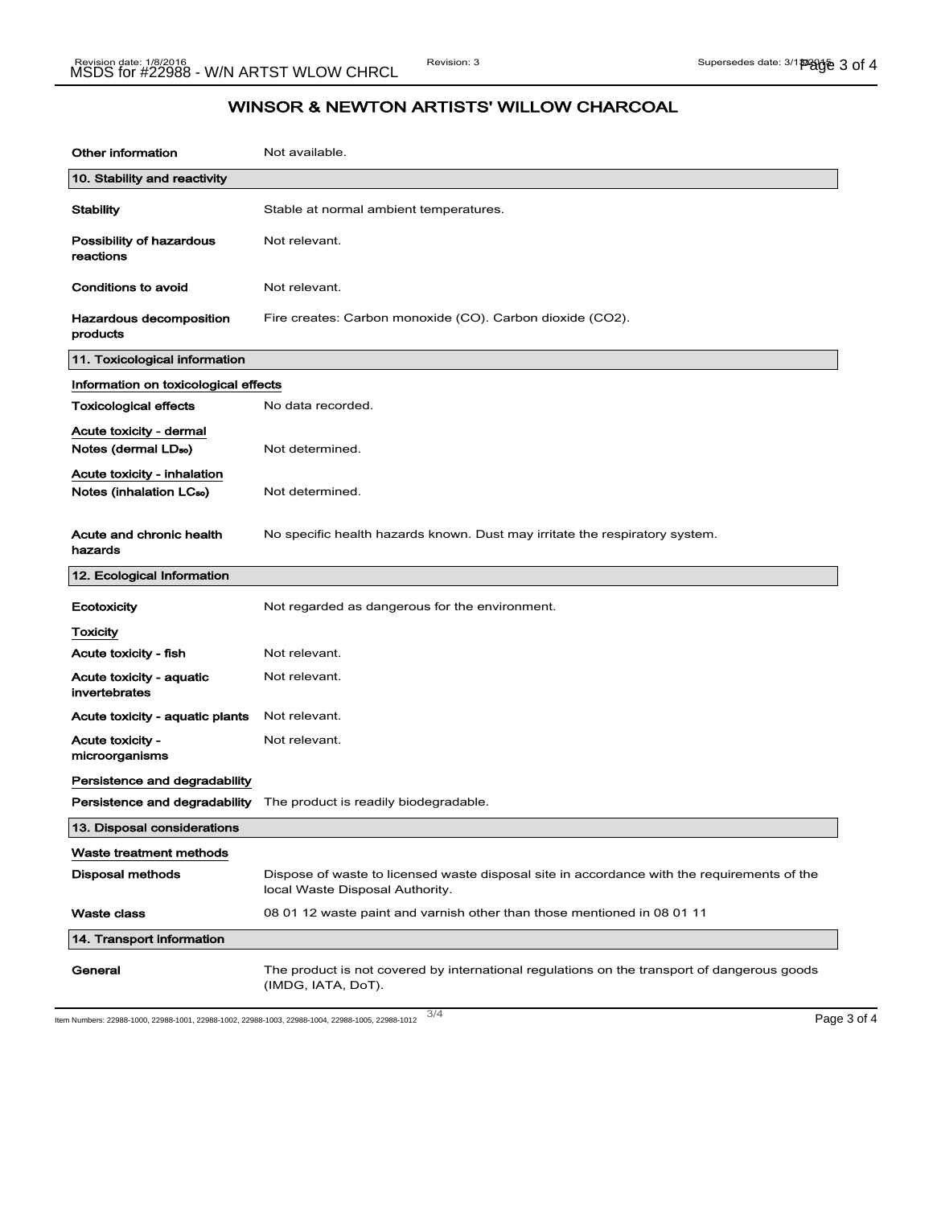# WINSOR & NEWTON ARTISTS' WILLOW CHARCOAL

**Other information** Not available.

## 10. Stability and reactivity

**Stability** Stable at normal ambient temperatures.

**Possibility of hazardous reactions** Not relevant.

**Conditions to avoid** Not relevant.

**Hazardous decomposition products** Fire creates: Carbon monoxide (CO). Carbon dioxide ($CO_2$).

## 11. Toxicological information

Information on toxicological effects

**Toxicological effects** No data recorded.

Acute toxicity - dermal

**Notes (dermal $LD_{50}$)** Not determined.

Acute toxicity - inhalation

**Notes (inhalation $LC_{50}$)** Not determined.

**Acute and chronic health hazards** No specific health hazards known. Dust may irritate the respiratory system.

## 12. Ecological Information

**Ecotoxicity** Not regarded as dangerous for the environment.

Toxicity

**Acute toxicity - fish** Not relevant.

**Acute toxicity - aquatic invertebrates** Not relevant.

**Acute toxicity - aquatic plants** Not relevant.

**Acute toxicity - microorganisms** Not relevant.

Persistence and degradability

**Persistence and degradability** The product is readily biodegradable.

## 13. Disposal considerations

Waste treatment methods

**Disposal methods** Dispose of waste to licensed waste disposal site in accordance with the requirements of the local Waste Disposal Authority.

**Waste class** 08 01 12 waste paint and varnish other than those mentioned in 08 01 11

## 14. Transport information

**General** The product is not covered by international regulations on the transport of dangerous goods (IMDG, IATA, DoT).

Item Numbers: 22988-1000, 22988-1001, 22988-1002, 22988-1003, 22988-1004, 22988-1005, 22988-1012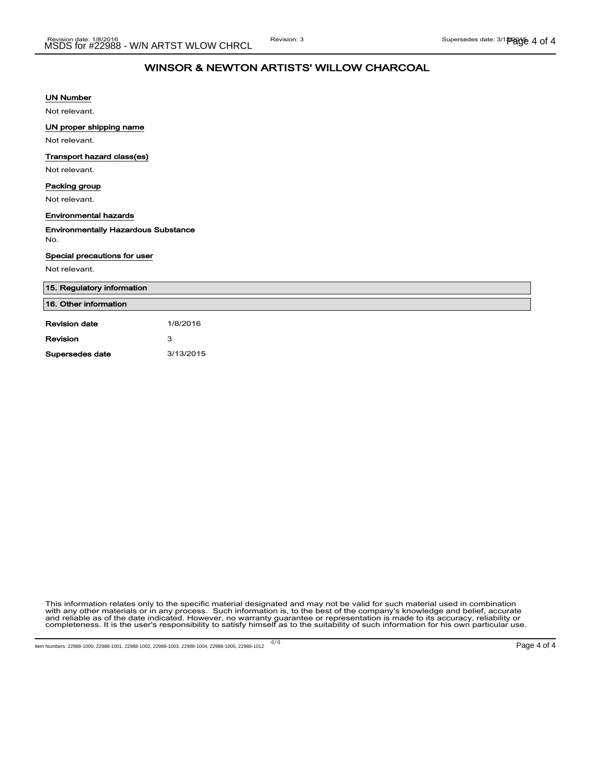# WINSOR & NEWTON ARTISTS' WILLOW CHARCOAL

**UN Number**

Not relevant.

**UN proper shipping name**

Not relevant.

**Transport hazard class(es)**

Not relevant.

**Packing group**

Not relevant.

**Environmental hazards**

**Environmentally Hazardous Substance**

No.

**Special precautions for user**

Not relevant.

## 15. Regulatory information

## 16. Other information

| | |
|---|---|
| **Revision date** | 1/8/2016 |
| **Revision** | 3 |
| **Supersedes date** | 3/13/2015 |

This information relates only to the specific material designated and may not be valid for such material used in combination with any other materials or in any process. Such information is, to the best of the company's knowledge and belief, accurate and reliable as of the date indicated. However, no warranty guarantee or representation is made to its accuracy, reliability or completeness. It is the user's responsibility to satisfy himself as to the suitability of such information for his own particular use.

Item Numbers: 22988-1000, 22988-1001, 22988-1002, 22988-1003, 22988-1004, 22988-1005, 22988-1012